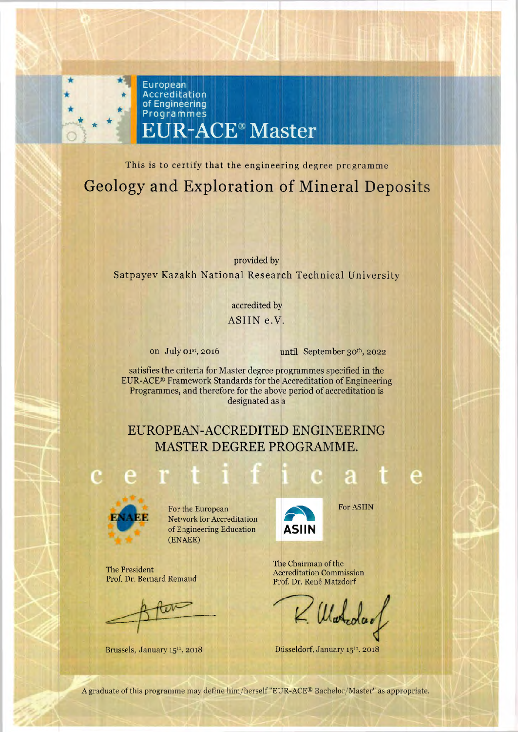European Accreditation of Engineering Programmes

# EUR-ACE® Master

This is to certify that the engineering degree programme

## Geology and Exploration of Mineral Deposits

provided by

Satpayev Kazakh National Research Technical University

accredited by

ASIIN e.V.

on July 01st, 2016 until September 30th, 2022

satisfies the criteria for Master degree programmes specified in the EUR-ACE® Framework Standards for the Accreditation of Engineering Programmes, and therefore for the above period of accreditation is designated as a

## EUROPEAN-ACCREDITED ENGINEERING MASTER DEGREE PROGRAMME.

# certificate

ENAEE

For the European Network for Accreditation of Engineering Education (ENAEE)

The President
Prof. Dr. Bernard Remaud

Brussels, January 15th, 2018

ASIIN

For ASIIN

The Chairman of the Accreditation Commission
Prof. Dr. René Matzdorf

Düsseldorf, January 15th, 2018

A graduate of this programme may define him/herself "EUR-ACE® Bachelor/Master" as appropriate.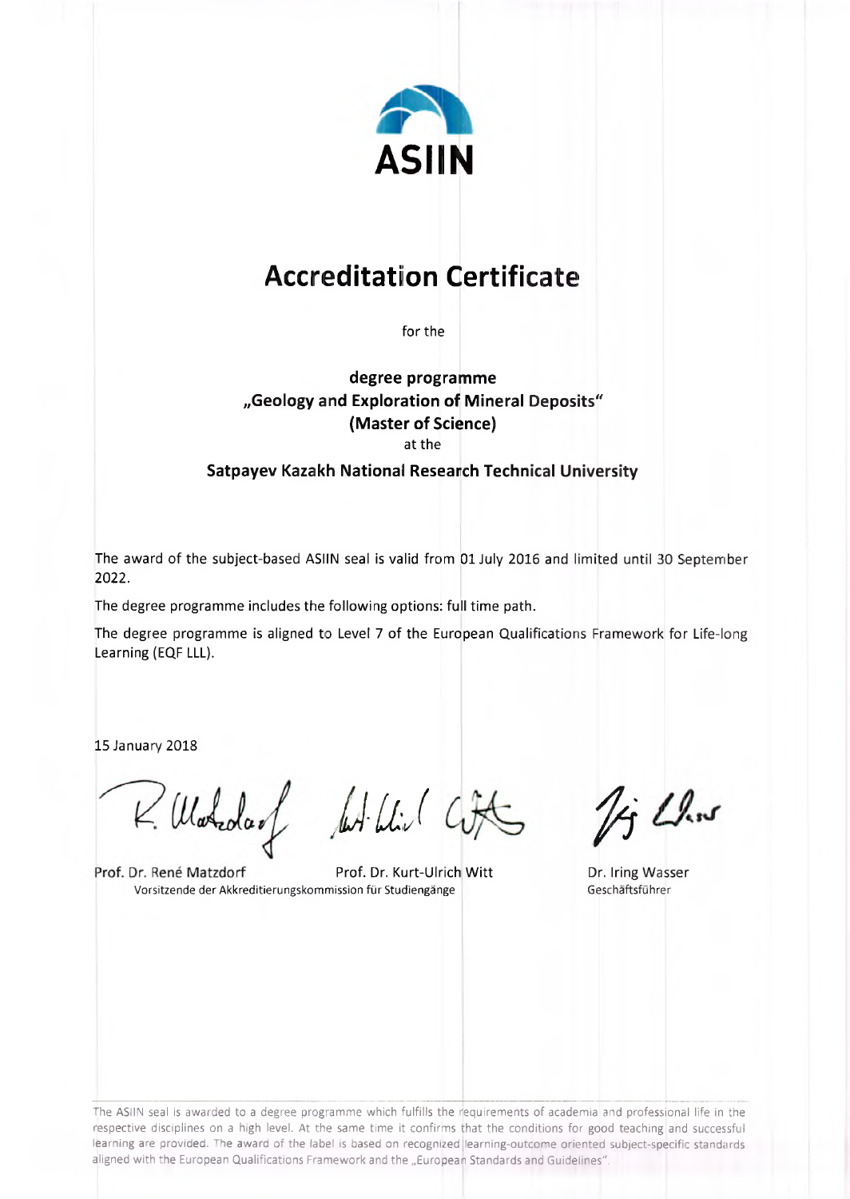ASIIN

# Accreditation Certificate

for the

**degree programme**
**„Geology and Exploration of Mineral Deposits“**
**(Master of Science)**
at the

**Satpayev Kazakh National Research Technical University**

The award of the subject-based ASIIN seal is valid from 01 July 2016 and limited until 30 September 2022.

The degree programme includes the following options: full time path.

The degree programme is aligned to Level 7 of the European Qualifications Framework for Life-long Learning (EQF LLL).

15 January 2018

Prof. Dr. René Matzdorf    Prof. Dr. Kurt-Ulrich Witt
Vorsitzende der Akkreditierungskommission für Studiengänge

Dr. Iring Wasser
Geschäftsführer

The ASIIN seal is awarded to a degree programme which fulfills the requirements of academia and professional life in the respective disciplines on a high level. At the same time it confirms that the conditions for good teaching and successful learning are provided. The award of the label is based on recognized learning-outcome oriented subject-specific standards aligned with the European Qualifications Framework and the „European Standards and Guidelines".